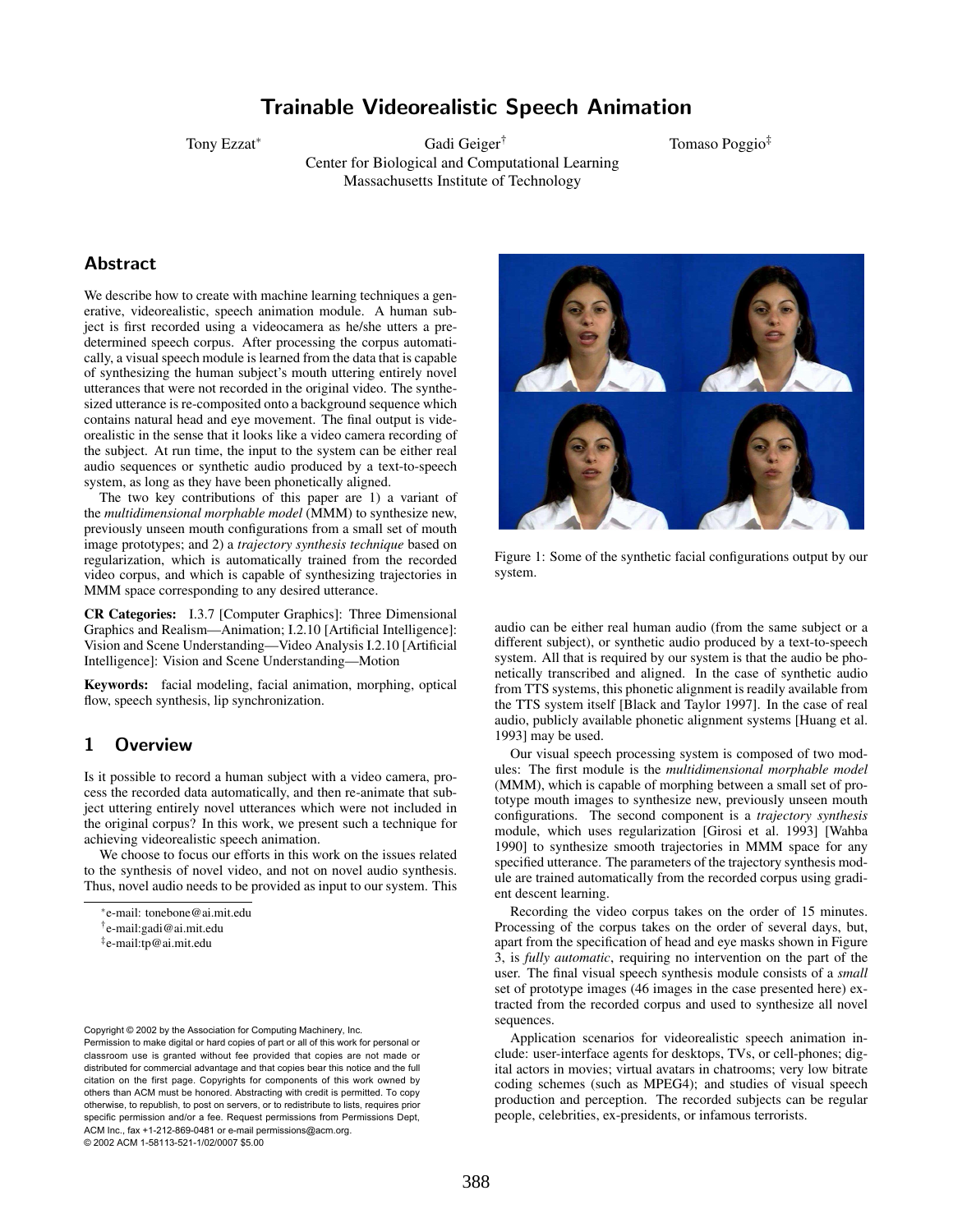# Trainable Videorealistic Speech Animation

Tony Ezzat[*] Gadi Geiger[†] Tomaso Poggio[‡]
Center for Biological and Computational Learning
Massachusetts Institute of Technology

## Abstract

We describe how to create with machine learning techniques a generative, videorealistic, speech animation module. A human subject is first recorded using a videocamera as he/she utters a predetermined speech corpus. After processing the corpus automatically, a visual speech module is learned from the data that is capable of synthesizing the human subject's mouth uttering entirely novel utterances that were not recorded in the original video. The synthesized utterance is re-composited onto a background sequence which contains natural head and eye movement. The final output is videorealistic in the sense that it looks like a video camera recording of the subject. At run time, the input to the system can be either real audio sequences or synthetic audio produced by a text-to-speech system, as long as they have been phonetically aligned.

The two key contributions of this paper are 1) a variant of the *multidimensional morphable model* (MMM) to synthesize new, previously unseen mouth configurations from a small set of mouth image prototypes; and 2) a *trajectory synthesis technique* based on regularization, which is automatically trained from the recorded video corpus, and which is capable of synthesizing trajectories in MMM space corresponding to any desired utterance.

**CR Categories:** I.3.7 [Computer Graphics]: Three Dimensional Graphics and Realism—Animation; I.2.10 [Artificial Intelligence]: Vision and Scene Understanding—Video Analysis I.2.10 [Artificial Intelligence]: Vision and Scene Understanding—Motion

**Keywords:** facial modeling, facial animation, morphing, optical flow, speech synthesis, lip synchronization.

## 1 Overview

Is it possible to record a human subject with a video camera, process the recorded data automatically, and then re-animate that subject uttering entirely novel utterances which were not included in the original corpus? In this work, we present such a technique for achieving videorealistic speech animation.

We choose to focus our efforts in this work on the issues related to the synthesis of novel video, and not on novel audio synthesis. Thus, novel audio needs to be provided as input to our system. This audio can be either real human audio (from the same subject or a different subject), or synthetic audio produced by a text-to-speech system. All that is required by our system is that the audio be phonetically transcribed and aligned. In the case of synthetic audio from TTS systems, this phonetic alignment is readily available from the TTS system itself [Black and Taylor 1997]. In the case of real audio, publicly available phonetic alignment systems [Huang et al. 1993] may be used.

Our visual speech processing system is composed of two modules: The first module is the *multidimensional morphable model* (MMM), which is capable of morphing between a small set of prototype mouth images to synthesize new, previously unseen mouth configurations. The second component is a *trajectory synthesis* module, which uses regularization [Girosi et al. 1993] [Wahba 1990] to synthesize smooth trajectories in MMM space for any specified utterance. The parameters of the trajectory synthesis module are trained automatically from the recorded corpus using gradient descent learning.

Recording the video corpus takes on the order of 15 minutes. Processing of the corpus takes on the order of several days, but, apart from the specification of head and eye masks shown in Figure 3, is *fully automatic*, requiring no intervention on the part of the user. The final visual speech synthesis module consists of a *small* set of prototype images (46 images in the case presented here) extracted from the recorded corpus and used to synthesize all novel sequences.

Application scenarios for videorealistic speech animation include: user-interface agents for desktops, TVs, or cell-phones; digital actors in movies; virtual avatars in chatrooms; very low bitrate coding schemes (such as MPEG4); and studies of visual speech production and perception. The recorded subjects can be regular people, celebrities, ex-presidents, or infamous terrorists.

Figure 1: Some of the synthetic facial configurations output by our system.

[*] e-mail: tonebone@ai.mit.edu

[†] e-mail:gadi@ai.mit.edu

[‡] e-mail:tp@ai.mit.edu

Copyright © 2002 by the Association for Computing Machinery, Inc.
Permission to make digital or hard copies of part or all of this work for personal or classroom use is granted without fee provided that copies are not made or distributed for commercial advantage and that copies bear this notice and the full citation on the first page. Copyrights for components of this work owned by others than ACM must be honored. Abstracting with credit is permitted. To copy otherwise, to republish, to post on servers, or to redistribute to lists, requires prior specific permission and/or a fee. Request permissions from Permissions Dept, ACM Inc., fax +1-212-869-0481 or e-mail permissions@acm.org.
© 2002 ACM 1-58113-521-1/02/0007 $5.00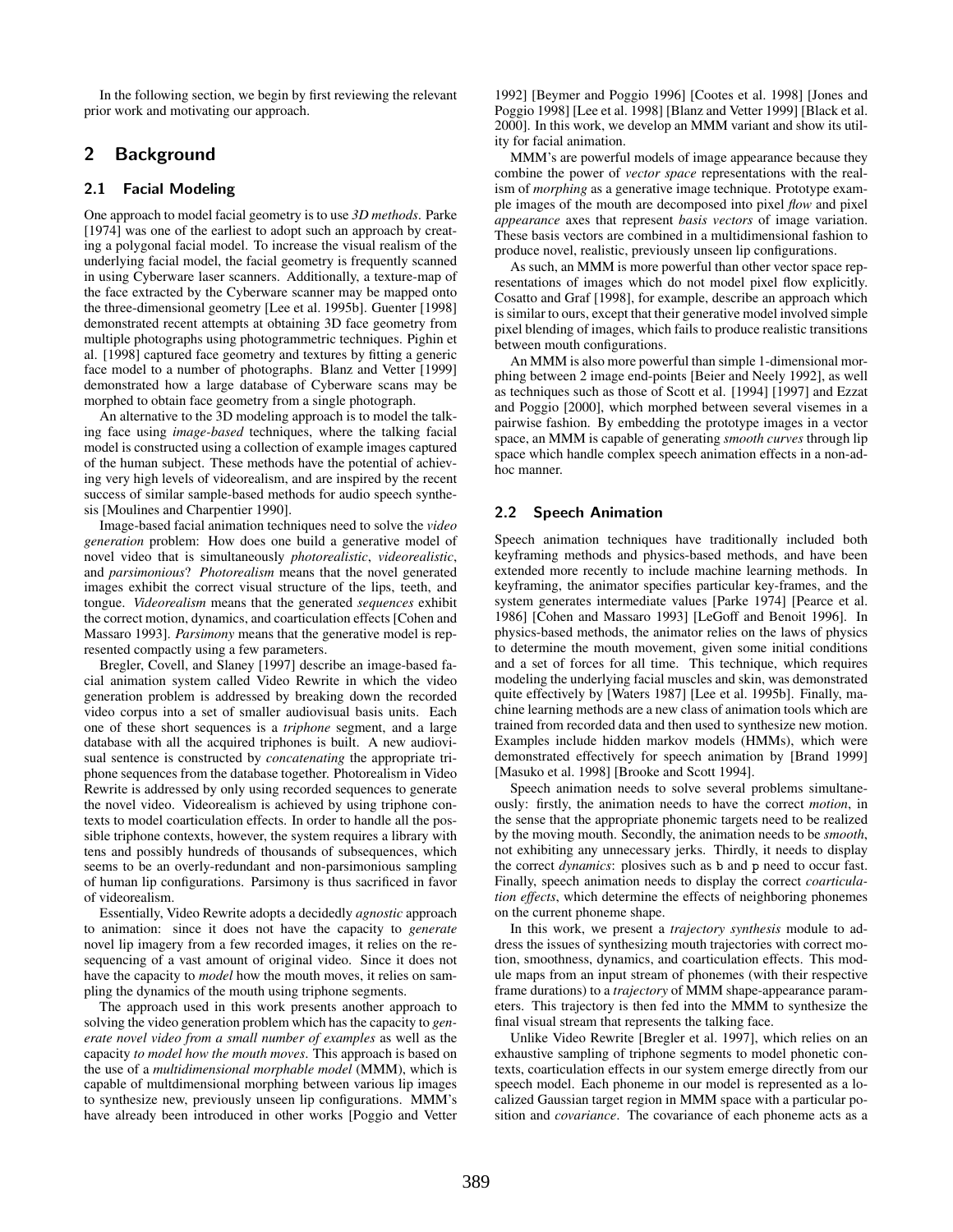In the following section, we begin by first reviewing the relevant prior work and motivating our approach.

## 2 Background

### 2.1 Facial Modeling

One approach to model facial geometry is to use *3D methods*. Parke [1974] was one of the earliest to adopt such an approach by creating a polygonal facial model. To increase the visual realism of the underlying facial model, the facial geometry is frequently scanned in using Cyberware laser scanners. Additionally, a texture-map of the face extracted by the Cyberware scanner may be mapped onto the three-dimensional geometry [Lee et al. 1995b]. Guenter [1998] demonstrated recent attempts at obtaining 3D face geometry from multiple photographs using photogrammetric techniques. Pighin et al. [1998] captured face geometry and textures by fitting a generic face model to a number of photographs. Blanz and Vetter [1999] demonstrated how a large database of Cyberware scans may be morphed to obtain face geometry from a single photograph.

An alternative to the 3D modeling approach is to model the talking face using *image-based* techniques, where the talking facial model is constructed using a collection of example images captured of the human subject. These methods have the potential of achieving very high levels of videorealism, and are inspired by the recent success of similar sample-based methods for audio speech synthesis [Moulines and Charpentier 1990].

Image-based facial animation techniques need to solve the *video generation* problem: How does one build a generative model of novel video that is simultaneously *photorealistic*, *videorealistic*, and *parsimonious*? *Photorealism* means that the novel generated images exhibit the correct visual structure of the lips, teeth, and tongue. *Videorealism* means that the generated *sequences* exhibit the correct motion, dynamics, and coarticulation effects [Cohen and Massaro 1993]. *Parsimony* means that the generative model is represented compactly using a few parameters.

Bregler, Covell, and Slaney [1997] describe an image-based facial animation system called Video Rewrite in which the video generation problem is addressed by breaking down the recorded video corpus into a set of smaller audiovisual basis units. Each one of these short sequences is a *triphone* segment, and a large database with all the acquired triphones is built. A new audiovisual sentence is constructed by *concatenating* the appropriate triphone sequences from the database together. Photorealism in Video Rewrite is addressed by only using recorded sequences to generate the novel video. Videorealism is achieved by using triphone contexts to model coarticulation effects. In order to handle all the possible triphone contexts, however, the system requires a library with tens and possibly hundreds of thousands of subsequences, which seems to be an overly-redundant and non-parsimonious sampling of human lip configurations. Parsimony is thus sacrificed in favor of videorealism.

Essentially, Video Rewrite adopts a decidedly *agnostic* approach to animation: since it does not have the capacity to *generate* novel lip imagery from a few recorded images, it relies on the re-sequencing of a vast amount of original video. Since it does not have the capacity to *model* how the mouth moves, it relies on sampling the dynamics of the mouth using triphone segments.

The approach used in this work presents another approach to solving the video generation problem which has the capacity to *generate novel video from a small number of examples* as well as the capacity *to model how the mouth moves*. This approach is based on the use of a *multidimensional morphable model* (MMM), which is capable of multdimensional morphing between various lip images to synthesize new, previously unseen lip configurations. MMM's have already been introduced in other works [Poggio and Vetter 1992] [Beymer and Poggio 1996] [Cootes et al. 1998] [Jones and Poggio 1998] [Lee et al. 1998] [Blanz and Vetter 1999] [Black et al. 2000]. In this work, we develop an MMM variant and show its utility for facial animation.

MMM's are powerful models of image appearance because they combine the power of *vector space* representations with the realism of *morphing* as a generative image technique. Prototype example images of the mouth are decomposed into pixel *flow* and pixel *appearance* axes that represent *basis vectors* of image variation. These basis vectors are combined in a multidimensional fashion to produce novel, realistic, previously unseen lip configurations.

As such, an MMM is more powerful than other vector space representations of images which do not model pixel flow explicitly. Cosatto and Graf [1998], for example, describe an approach which is similar to ours, except that their generative model involved simple pixel blending of images, which fails to produce realistic transitions between mouth configurations.

An MMM is also more powerful than simple 1-dimensional morphing between 2 image end-points [Beier and Neely 1992], as well as techniques such as those of Scott et al. [1994] [1997] and Ezzat and Poggio [2000], which morphed between several visemes in a pairwise fashion. By embedding the prototype images in a vector space, an MMM is capable of generating *smooth curves* through lip space which handle complex speech animation effects in a non-ad-hoc manner.

### 2.2 Speech Animation

Speech animation techniques have traditionally included both keyframing methods and physics-based methods, and have been extended more recently to include machine learning methods. In keyframing, the animator specifies particular key-frames, and the system generates intermediate values [Parke 1974] [Pearce et al. 1986] [Cohen and Massaro 1993] [LeGoff and Benoit 1996]. In physics-based methods, the animator relies on the laws of physics to determine the mouth movement, given some initial conditions and a set of forces for all time. This technique, which requires modeling the underlying facial muscles and skin, was demonstrated quite effectively by [Waters 1987] [Lee et al. 1995b]. Finally, machine learning methods are a new class of animation tools which are trained from recorded data and then used to synthesize new motion. Examples include hidden markov models (HMMs), which were demonstrated effectively for speech animation by [Brand 1999] [Masuko et al. 1998] [Brooke and Scott 1994].

Speech animation needs to solve several problems simultaneously: firstly, the animation needs to have the correct *motion*, in the sense that the appropriate phonemic targets need to be realized by the moving mouth. Secondly, the animation needs to be *smooth*, not exhibiting any unnecessary jerks. Thirdly, it needs to display the correct *dynamics*: plosives such as `b` and `p` need to occur fast. Finally, speech animation needs to display the correct *coarticulation effects*, which determine the effects of neighboring phonemes on the current phoneme shape.

In this work, we present a *trajectory synthesis* module to address the issues of synthesizing mouth trajectories with correct motion, smoothness, dynamics, and coarticulation effects. This module maps from an input stream of phonemes (with their respective frame durations) to a *trajectory* of MMM shape-appearance parameters. This trajectory is then fed into the MMM to synthesize the final visual stream that represents the talking face.

Unlike Video Rewrite [Bregler et al. 1997], which relies on an exhaustive sampling of triphone segments to model phonetic contexts, coarticulation effects in our system emerge directly from our speech model. Each phoneme in our model is represented as a localized Gaussian target region in MMM space with a particular position and *covariance*. The covariance of each phoneme acts as a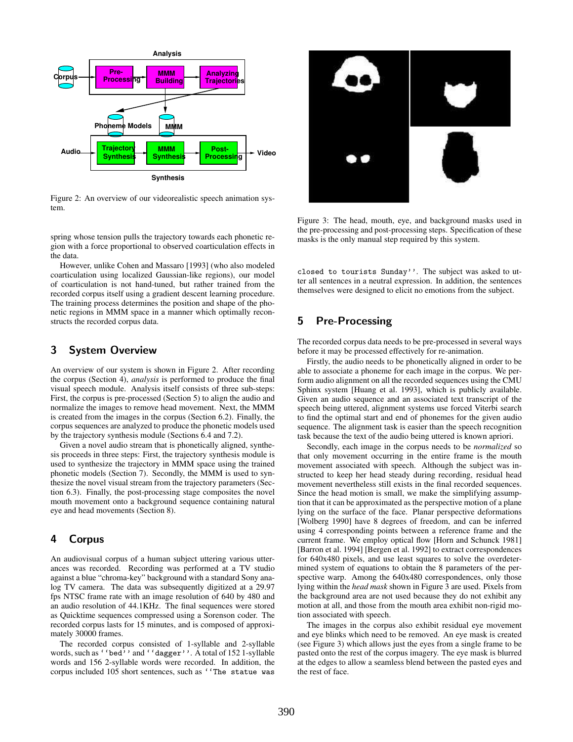Figure 2: An overview of our videorealistic speech animation system.

spring whose tension pulls the trajectory towards each phonetic region with a force proportional to observed coarticulation effects in the data.

However, unlike Cohen and Massaro [1993] (who also modeled coarticulation using localized Gaussian-like regions), our model of coarticulation is not hand-tuned, but rather trained from the recorded corpus itself using a gradient descent learning procedure. The training process determines the position and shape of the phonetic regions in MMM space in a manner which optimally reconstructs the recorded corpus data.

## 3 System Overview

An overview of our system is shown in Figure 2. After recording the corpus (Section 4), *analysis* is performed to produce the final visual speech module. Analysis itself consists of three sub-steps: First, the corpus is pre-processed (Section 5) to align the audio and normalize the images to remove head movement. Next, the MMM is created from the images in the corpus (Section 6.2). Finally, the corpus sequences are analyzed to produce the phonetic models used by the trajectory synthesis module (Sections 6.4 and 7.2).

Given a novel audio stream that is phonetically aligned, synthesis proceeds in three steps: First, the trajectory synthesis module is used to synthesize the trajectory in MMM space using the trained phonetic models (Section 7). Secondly, the MMM is used to synthesize the novel visual stream from the trajectory parameters (Section 6.3). Finally, the post-processing stage composites the novel mouth movement onto a background sequence containing natural eye and head movements (Section 8).

## 4 Corpus

An audiovisual corpus of a human subject uttering various utterances was recorded. Recording was performed at a TV studio against a blue "chroma-key" background with a standard Sony analog TV camera. The data was subsequently digitized at a 29.97 fps NTSC frame rate with an image resolution of 640 by 480 and an audio resolution of 44.1KHz. The final sequences were stored as Quicktime sequences compressed using a Sorenson coder. The recorded corpus lasts for 15 minutes, and is composed of approximately 30000 frames.

The recorded corpus consisted of 1-syllable and 2-syllable words, such as ``bed'' and ``dagger''. A total of 152 1-syllable words and 156 2-syllable words were recorded. In addition, the corpus included 105 short sentences, such as ``The statue was closed to tourists Sunday''. The subject was asked to utter all sentences in a neutral expression. In addition, the sentences themselves were designed to elicit no emotions from the subject.

Figure 3: The head, mouth, eye, and background masks used in the pre-processing and post-processing steps. Specification of these masks is the only manual step required by this system.

## 5 Pre-Processing

The recorded corpus data needs to be pre-processed in several ways before it may be processed effectively for re-animation.

Firstly, the audio needs to be phonetically aligned in order to be able to associate a phoneme for each image in the corpus. We perform audio alignment on all the recorded sequences using the CMU Sphinx system [Huang et al. 1993], which is publicly available. Given an audio sequence and an associated text transcript of the speech being uttered, alignment systems use forced Viterbi search to find the optimal start and end of phonemes for the given audio sequence. The alignment task is easier than the speech recognition task because the text of the audio being uttered is known apriori.

Secondly, each image in the corpus needs to be *normalized* so that only movement occurring in the entire frame is the mouth movement associated with speech. Although the subject was instructed to keep her head steady during recording, residual head movement nevertheless still exists in the final recorded sequences. Since the head motion is small, we make the simplifying assumption that it can be approximated as the perspective motion of a plane lying on the surface of the face. Planar perspective deformations [Wolberg 1990] have 8 degrees of freedom, and can be inferred using 4 corresponding points between a reference frame and the current frame. We employ optical flow [Horn and Schunck 1981] [Barron et al. 1994] [Bergen et al. 1992] to extract correspondences for 640x480 pixels, and use least squares to solve the overdetermined system of equations to obtain the 8 parameters of the perspective warp. Among the 640x480 correspondences, only those lying within the *head mask* shown in Figure 3 are used. Pixels from the background area are not used because they do not exhibit any motion at all, and those from the mouth area exhibit non-rigid motion associated with speech.

The images in the corpus also exhibit residual eye movement and eye blinks which need to be removed. An eye mask is created (see Figure 3) which allows just the eyes from a single frame to be pasted onto the rest of the corpus imagery. The eye mask is blurred at the edges to allow a seamless blend between the pasted eyes and the rest of face.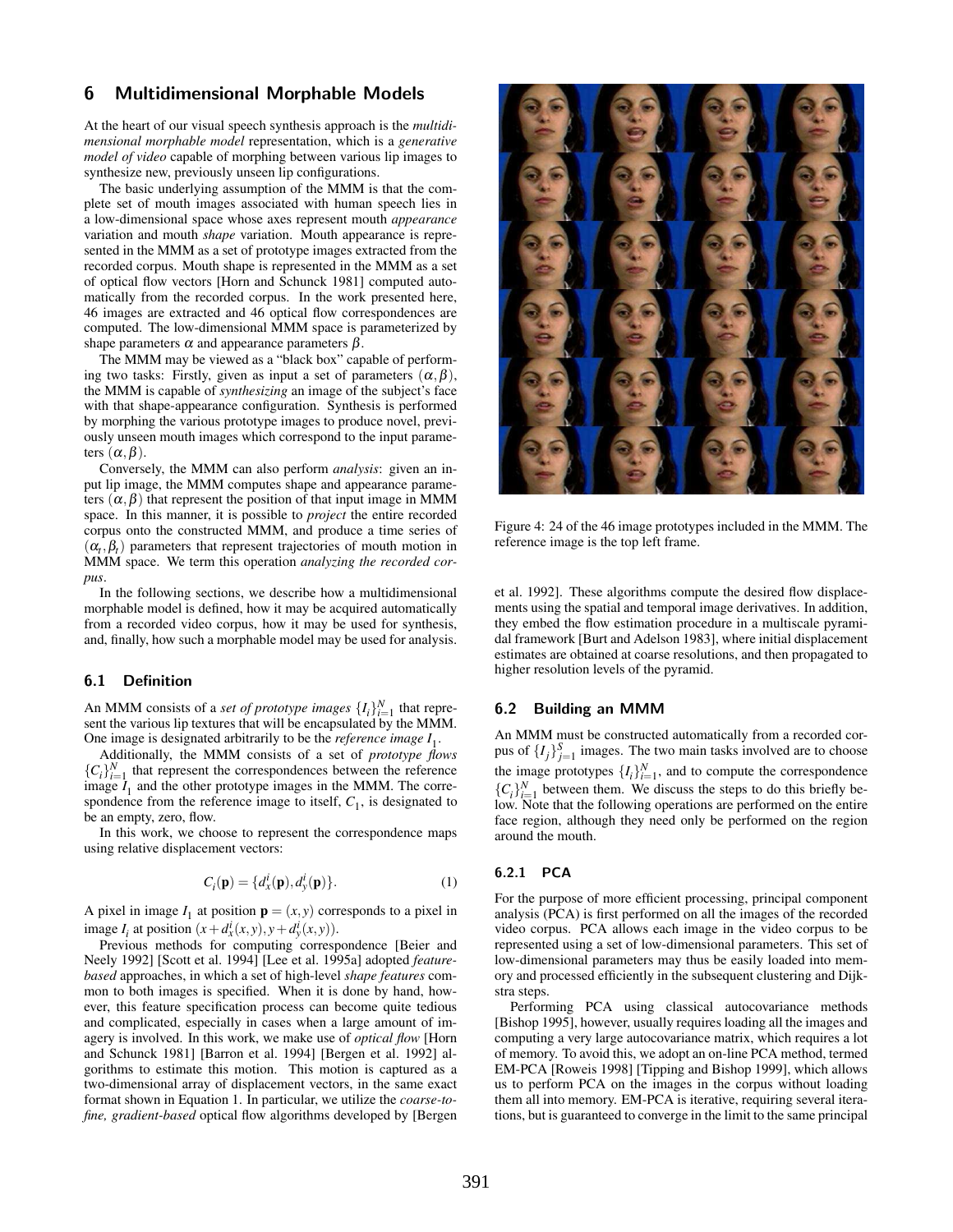## 6 Multidimensional Morphable Models

At the heart of our visual speech synthesis approach is the *multidimensional morphable model* representation, which is a *generative model of video* capable of morphing between various lip images to synthesize new, previously unseen lip configurations.

The basic underlying assumption of the MMM is that the complete set of mouth images associated with human speech lies in a low-dimensional space whose axes represent mouth *appearance* variation and mouth *shape* variation. Mouth appearance is represented in the MMM as a set of prototype images extracted from the recorded corpus. Mouth shape is represented in the MMM as a set of optical flow vectors [Horn and Schunck 1981] computed automatically from the recorded corpus. In the work presented here, 46 images are extracted and 46 optical flow correspondences are computed. The low-dimensional MMM space is parameterized by shape parameters $\alpha$ and appearance parameters $\beta$.

The MMM may be viewed as a "black box" capable of performing two tasks: Firstly, given as input a set of parameters $(\alpha, \beta)$, the MMM is capable of *synthesizing* an image of the subject's face with that shape-appearance configuration. Synthesis is performed by morphing the various prototype images to produce novel, previously unseen mouth images which correspond to the input parameters $(\alpha, \beta)$.

Conversely, the MMM can also perform *analysis*: given an input lip image, the MMM computes shape and appearance parameters $(\alpha, \beta)$ that represent the position of that input image in MMM space. In this manner, it is possible to *project* the entire recorded corpus onto the constructed MMM, and produce a time series of $(\alpha_t, \beta_t)$ parameters that represent trajectories of mouth motion in MMM space. We term this operation *analyzing the recorded corpus*.

In the following sections, we describe how a multidimensional morphable model is defined, how it may be acquired automatically from a recorded video corpus, how it may be used for synthesis, and, finally, how such a morphable model may be used for analysis.

### 6.1 Definition

An MMM consists of a *set of prototype images* $\{I_i\}_{i=1}^{N}$ that represent the various lip textures that will be encapsulated by the MMM. One image is designated arbitrarily to be the *reference image* $I_1$.

Additionally, the MMM consists of a set of *prototype flows* $\{C_i\}_{i=1}^{N}$ that represent the correspondences between the reference image $I_1$ and the other prototype images in the MMM. The correspondence from the reference image to itself, $C_1$, is designated to be an empty, zero, flow.

In this work, we choose to represent the correspondence maps using relative displacement vectors:

$$C_i(\mathbf{p}) = \{d_x^i(\mathbf{p}), d_y^i(\mathbf{p})\}. \tag{1}$$

A pixel in image $I_1$ at position $\mathbf{p} = (x, y)$ corresponds to a pixel in image $I_i$ at position $(x + d_x^i(x, y), y + d_y^i(x, y))$.

Previous methods for computing correspondence [Beier and Neely 1992] [Scott et al. 1994] [Lee et al. 1995a] adopted *feature-based* approaches, in which a set of high-level *shape features* common to both images is specified. When it is done by hand, however, this feature specification process can become quite tedious and complicated, especially in cases when a large amount of imagery is involved. In this work, we make use of *optical flow* [Horn and Schunck 1981] [Barron et al. 1994] [Bergen et al. 1992] algorithms to estimate this motion. This motion is captured as a two-dimensional array of displacement vectors, in the same exact format shown in Equation 1. In particular, we utilize the *coarse-to-fine, gradient-based* optical flow algorithms developed by [Bergen et al. 1992]. These algorithms compute the desired flow displacements using the spatial and temporal image derivatives. In addition, they embed the flow estimation procedure in a multiscale pyramidal framework [Burt and Adelson 1983], where initial displacement estimates are obtained at coarse resolutions, and then propagated to higher resolution levels of the pyramid.

Figure 4: 24 of the 46 image prototypes included in the MMM. The reference image is the top left frame.

### 6.2 Building an MMM

An MMM must be constructed automatically from a recorded corpus of $\{I_j\}_{j=1}^{S}$ images. The two main tasks involved are to choose the image prototypes $\{I_i\}_{i=1}^{N}$, and to compute the correspondence $\{C_i\}_{i=1}^{N}$ between them. We discuss the steps to do this briefly below. Note that the following operations are performed on the entire face region, although they need only be performed on the region around the mouth.

#### 6.2.1 PCA

For the purpose of more efficient processing, principal component analysis (PCA) is first performed on all the images of the recorded video corpus. PCA allows each image in the video corpus to be represented using a set of low-dimensional parameters. This set of low-dimensional parameters may thus be easily loaded into memory and processed efficiently in the subsequent clustering and Dijkstra steps.

Performing PCA using classical autocovariance methods [Bishop 1995], however, usually requires loading all the images and computing a very large autocovariance matrix, which requires a lot of memory. To avoid this, we adopt an on-line PCA method, termed EM-PCA [Roweis 1998] [Tipping and Bishop 1999], which allows us to perform PCA on the images in the corpus without loading them all into memory. EM-PCA is iterative, requiring several iterations, but is guaranteed to converge in the limit to the same principal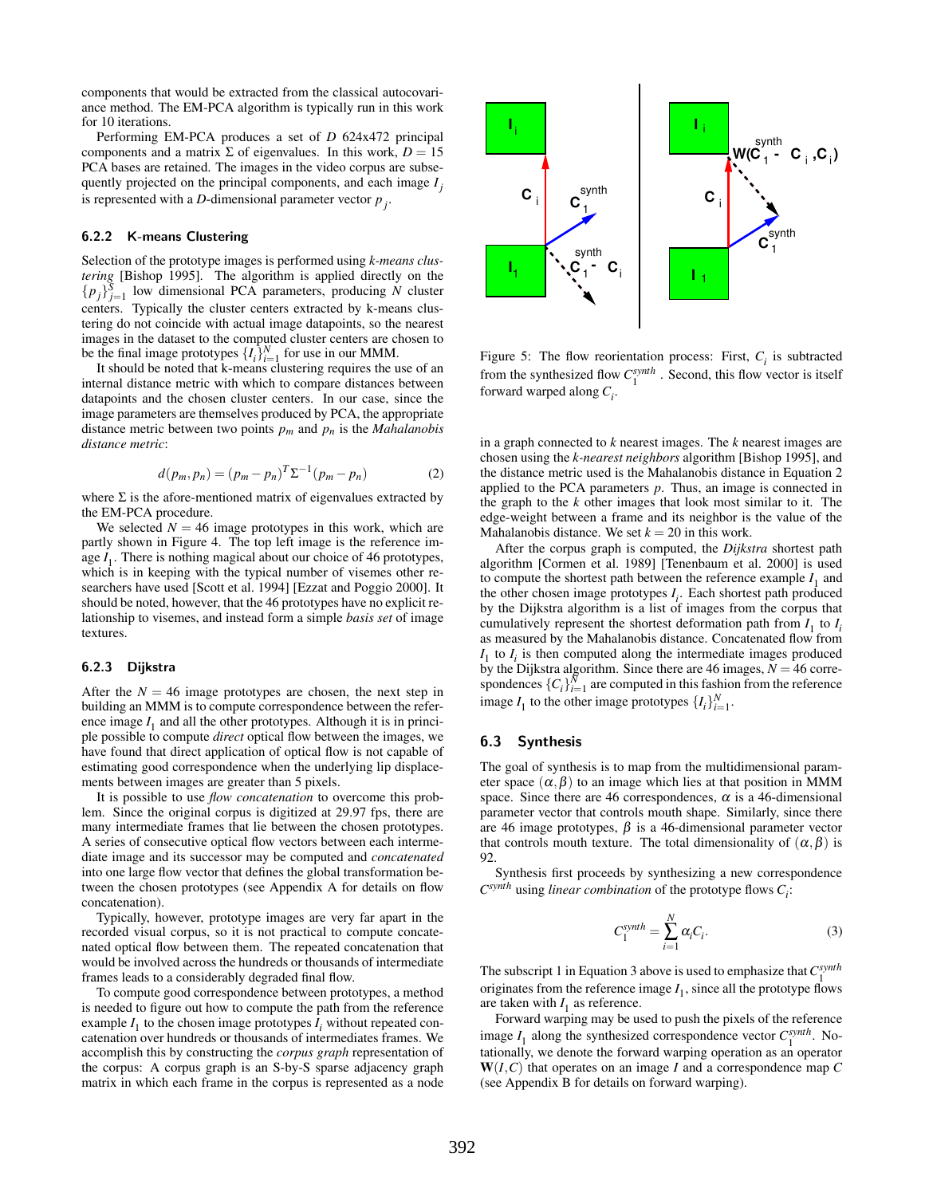components that would be extracted from the classical autocovariance method. The EM-PCA algorithm is typically run in this work for 10 iterations.

Performing EM-PCA produces a set of $D$ 624x472 principal components and a matrix $\Sigma$ of eigenvalues. In this work, $D = 15$ PCA bases are retained. The images in the video corpus are subsequently projected on the principal components, and each image $I_j$ is represented with a $D$-dimensional parameter vector $p_j$.

### 6.2.2 K-means Clustering

Selection of the prototype images is performed using *k-means clustering* [Bishop 1995]. The algorithm is applied directly on the $\{p_j\}_{j=1}^{S}$ low dimensional PCA parameters, producing $N$ cluster centers. Typically the cluster centers extracted by k-means clustering do not coincide with actual image datapoints, so the nearest images in the dataset to the computed cluster centers are chosen to be the final image prototypes $\{I_i\}_{i=1}^{N}$ for use in our MMM.

It should be noted that k-means clustering requires the use of an internal distance metric with which to compare distances between datapoints and the chosen cluster centers. In our case, since the image parameters are themselves produced by PCA, the appropriate distance metric between two points $p_m$ and $p_n$ is the *Mahalanobis distance metric*:

$$d(p_m, p_n) = (p_m - p_n)^T \Sigma^{-1} (p_m - p_n) \tag{2}$$

where $\Sigma$ is the afore-mentioned matrix of eigenvalues extracted by the EM-PCA procedure.

We selected $N = 46$ image prototypes in this work, which are partly shown in Figure 4. The top left image is the reference image $I_1$. There is nothing magical about our choice of 46 prototypes, which is in keeping with the typical number of visemes other researchers have used [Scott et al. 1994] [Ezzat and Poggio 2000]. It should be noted, however, that the 46 prototypes have no explicit relationship to visemes, and instead form a simple *basis set* of image textures.

### 6.2.3 Dijkstra

After the $N = 46$ image prototypes are chosen, the next step in building an MMM is to compute correspondence between the reference image $I_1$ and all the other prototypes. Although it is in principle possible to compute *direct* optical flow between the images, we have found that direct application of optical flow is not capable of estimating good correspondence when the underlying lip displacements between images are greater than 5 pixels.

It is possible to use *flow concatenation* to overcome this problem. Since the original corpus is digitized at 29.97 fps, there are many intermediate frames that lie between the chosen prototypes. A series of consecutive optical flow vectors between each intermediate image and its successor may be computed and *concatenated* into one large flow vector that defines the global transformation between the chosen prototypes (see Appendix A for details on flow concatenation).

Typically, however, prototype images are very far apart in the recorded visual corpus, so it is not practical to compute concatenated optical flow between them. The repeated concatenation that would be involved across the hundreds or thousands of intermediate frames leads to a considerably degraded final flow.

To compute good correspondence between prototypes, a method is needed to figure out how to compute the path from the reference example $I_1$ to the chosen image prototypes $I_i$ without repeated concatenation over hundreds or thousands of intermediates frames. We accomplish this by constructing the *corpus graph* representation of the corpus: A corpus graph is an S-by-S sparse adjacency graph matrix in which each frame in the corpus is represented as a node

Figure 5: The flow reorientation process: First, $C_i$ is subtracted from the synthesized flow $C_1^{synth}$. Second, this flow vector is itself forward warped along $C_i$.

in a graph connected to $k$ nearest images. The $k$ nearest images are chosen using the *k-nearest neighbors* algorithm [Bishop 1995], and the distance metric used is the Mahalanobis distance in Equation 2 applied to the PCA parameters $p$. Thus, an image is connected in the graph to the $k$ other images that look most similar to it. The edge-weight between a frame and its neighbor is the value of the Mahalanobis distance. We set $k = 20$ in this work.

After the corpus graph is computed, the *Dijkstra* shortest path algorithm [Cormen et al. 1989] [Tenenbaum et al. 2000] is used to compute the shortest path between the reference example $I_1$ and the other chosen image prototypes $I_i$. Each shortest path produced by the Dijkstra algorithm is a list of images from the corpus that cumulatively represent the shortest deformation path from $I_1$ to $I_i$ as measured by the Mahalanobis distance. Concatenated flow from $I_1$ to $I_i$ is then computed along the intermediate images produced by the Dijkstra algorithm. Since there are 46 images, $N = 46$ correspondences $\{C_i\}_{i=1}^{N}$ are computed in this fashion from the reference image $I_1$ to the other image prototypes $\{I_i\}_{i=1}^{N}$.

## 6.3 Synthesis

The goal of synthesis is to map from the multidimensional parameter space $(\alpha, \beta)$ to an image which lies at that position in MMM space. Since there are 46 correspondences, $\alpha$ is a 46-dimensional parameter vector that controls mouth shape. Similarly, since there are 46 image prototypes, $\beta$ is a 46-dimensional parameter vector that controls mouth texture. The total dimensionality of $(\alpha, \beta)$ is 92.

Synthesis first proceeds by synthesizing a new correspondence $C^{synth}$ using *linear combination* of the prototype flows $C_i$:

$$C_1^{synth} = \sum_{i=1}^{N} \alpha_i C_i. \tag{3}$$

The subscript 1 in Equation 3 above is used to emphasize that $C_1^{synth}$ originates from the reference image $I_1$, since all the prototype flows are taken with $I_1$ as reference.

Forward warping may be used to push the pixels of the reference image $I_1$ along the synthesized correspondence vector $C_1^{synth}$. Notationally, we denote the forward warping operation as an operator $\mathbf{W}(I, C)$ that operates on an image $I$ and a correspondence map $C$ (see Appendix B for details on forward warping).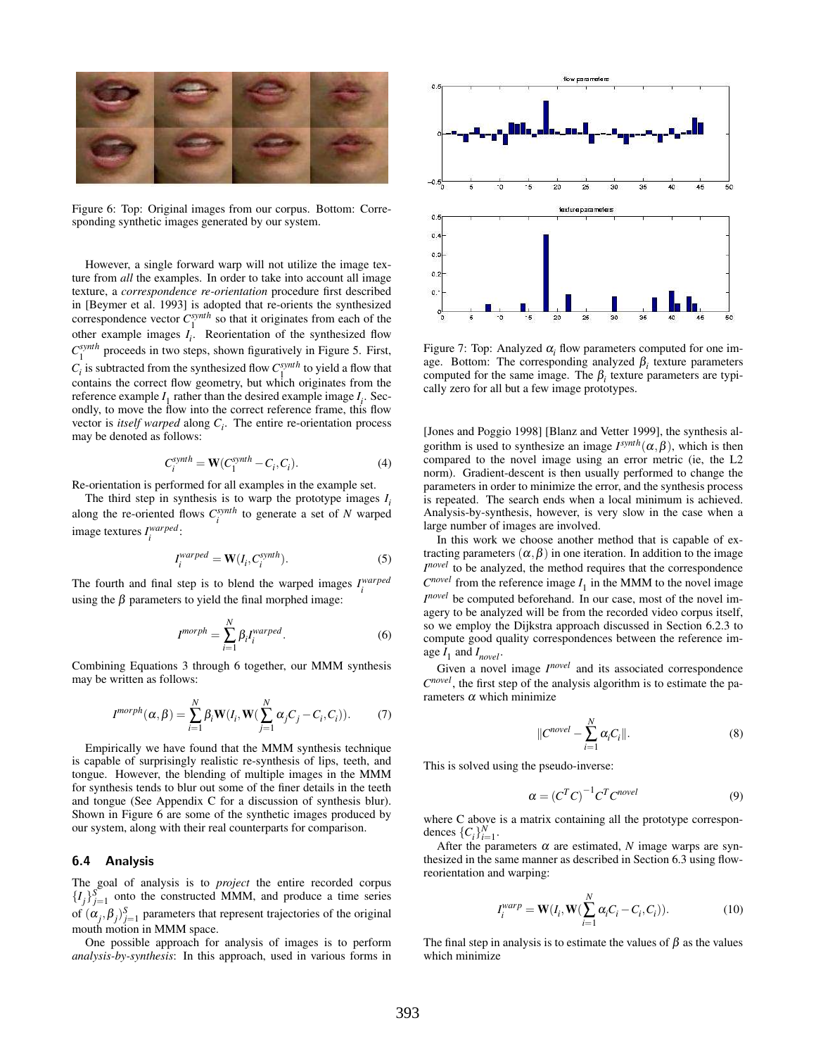Figure 6: Top: Original images from our corpus. Bottom: Corresponding synthetic images generated by our system.

However, a single forward warp will not utilize the image texture from *all* the examples. In order to take into account all image texture, a *correspondence re-orientation* procedure first described in [Beymer et al. 1993] is adopted that re-orients the synthesized correspondence vector $C_1^{synth}$ so that it originates from each of the other example images $I_i$. Reorientation of the synthesized flow $C_1^{synth}$ proceeds in two steps, shown figuratively in Figure 5. First, $C_i$ is subtracted from the synthesized flow $C_1^{synth}$ to yield a flow that contains the correct flow geometry, but which originates from the reference example $I_1$ rather than the desired example image $I_i$. Secondly, to move the flow into the correct reference frame, this flow vector is *itself warped* along $C_i$. The entire re-orientation process may be denoted as follows:

$$C_i^{synth} = \mathbf{W}(C_1^{synth} - C_i, C_i). \tag{4}$$

Re-orientation is performed for all examples in the example set.

The third step in synthesis is to warp the prototype images $I_i$ along the re-oriented flows $C_i^{synth}$ to generate a set of $N$ warped image textures $I_i^{warped}$:

$$I_i^{warped} = \mathbf{W}(I_i, C_i^{synth}). \tag{5}$$

The fourth and final step is to blend the warped images $I_i^{warped}$ using the $\beta$ parameters to yield the final morphed image:

$$I^{morph} = \sum_{i=1}^{N} \beta_i I_i^{warped}. \tag{6}$$

Combining Equations 3 through 6 together, our MMM synthesis may be written as follows:

$$I^{morph}(\alpha, \beta) = \sum_{i=1}^{N} \beta_i \mathbf{W}(I_i, \mathbf{W}(\sum_{j=1}^{N} \alpha_j C_j - C_i, C_i)). \tag{7}$$

Empirically we have found that the MMM synthesis technique is capable of surprisingly realistic re-synthesis of lips, teeth, and tongue. However, the blending of multiple images in the MMM for synthesis tends to blur out some of the finer details in the teeth and tongue (See Appendix C for a discussion of synthesis blur). Shown in Figure 6 are some of the synthetic images produced by our system, along with their real counterparts for comparison.

### 6.4 Analysis

The goal of analysis is to *project* the entire recorded corpus $\{I_j\}_{j=1}^{S}$ onto the constructed MMM, and produce a time series of $(\alpha_j, \beta_j)_{j=1}^{S}$ parameters that represent trajectories of the original mouth motion in MMM space.

One possible approach for analysis of images is to perform *analysis-by-synthesis*: In this approach, used in various forms in

Figure 7: Top: Analyzed $\alpha_i$ flow parameters computed for one image. Bottom: The corresponding analyzed $\beta_i$ texture parameters computed for the same image. The $\beta_i$ texture parameters are typically zero for all but a few image prototypes.

[Jones and Poggio 1998] [Blanz and Vetter 1999], the synthesis algorithm is used to synthesize an image $I^{synth}(\alpha, \beta)$, which is then compared to the novel image using an error metric (ie, the L2 norm). Gradient-descent is then usually performed to change the parameters in order to minimize the error, and the synthesis process is repeated. The search ends when a local minimum is achieved. Analysis-by-synthesis, however, is very slow in the case when a large number of images are involved.

In this work we choose another method that is capable of extracting parameters $(\alpha, \beta)$ in one iteration. In addition to the image $I^{novel}$ to be analyzed, the method requires that the correspondence $C^{novel}$ from the reference image $I_1$ in the MMM to the novel image $I^{novel}$ be computed beforehand. In our case, most of the novel imagery to be analyzed will be from the recorded video corpus itself, so we employ the Dijkstra approach discussed in Section 6.2.3 to compute good quality correspondences between the reference image $I_1$ and $I_{novel}$.

Given a novel image $I^{novel}$ and its associated correspondence $C^{novel}$, the first step of the analysis algorithm is to estimate the parameters $\alpha$ which minimize

$$\|C^{novel} - \sum_{i=1}^{N} \alpha_i C_i\|. \tag{8}$$

This is solved using the pseudo-inverse:

$$\alpha = (C^T C)^{-1} C^T C^{novel} \tag{9}$$

where C above is a matrix containing all the prototype correspondences $\{C_i\}_{i=1}^{N}$.

After the parameters $\alpha$ are estimated, $N$ image warps are synthesized in the same manner as described in Section 6.3 using flow-reorientation and warping:

$$I_i^{warp} = \mathbf{W}(I_i, \mathbf{W}(\sum_{i=1}^{N} \alpha_i C_i - C_i, C_i)). \tag{10}$$

The final step in analysis is to estimate the values of $\beta$ as the values which minimize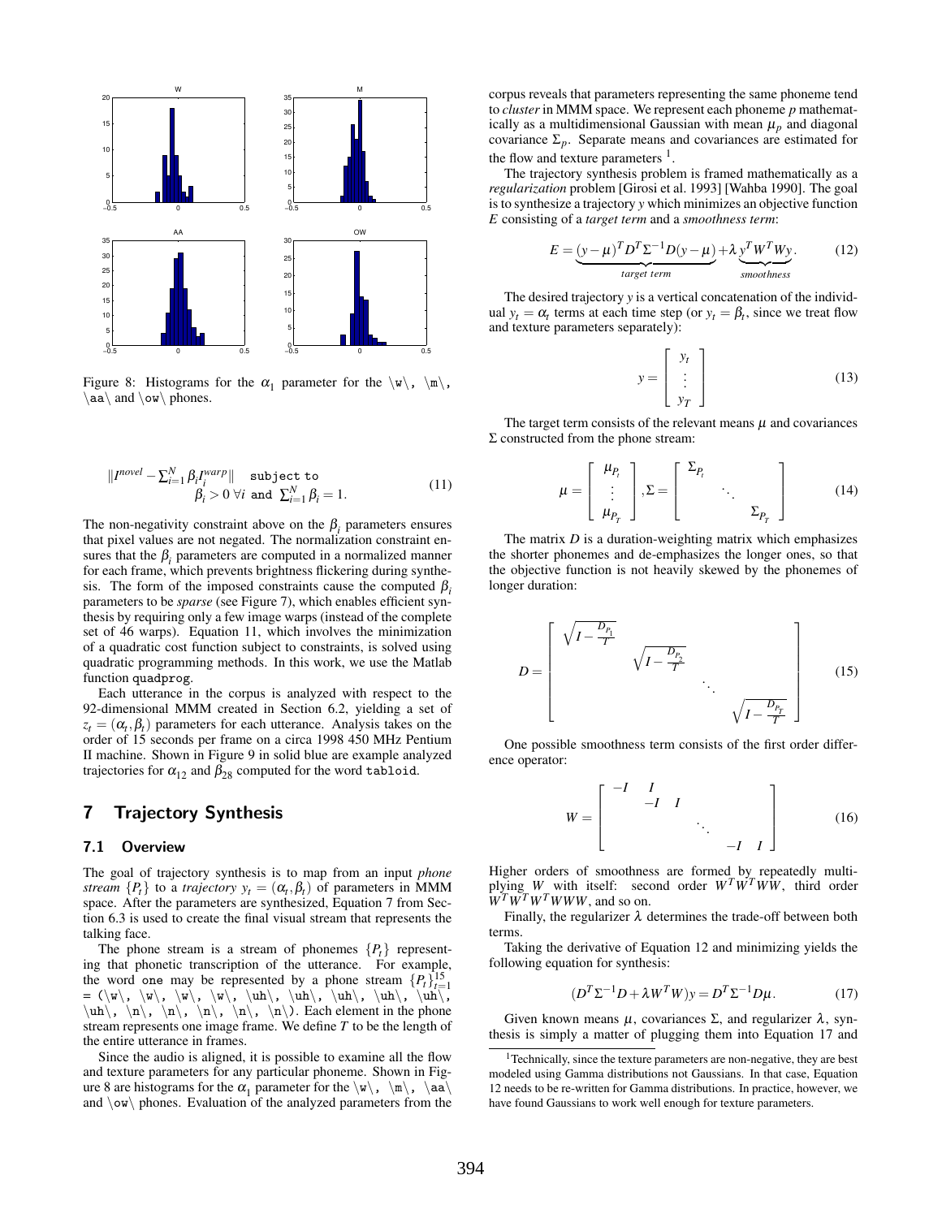Figure 8: Histograms for the $\alpha_1$ parameter for the \w\, \m\, \aa\ and \ow\ phones.

$$\|I^{novel} - \sum_{i=1}^{N} \beta_i I_i^{warp}\| \quad \texttt{subject to} \quad \beta_i > 0 \; \forall i \; \texttt{and} \; \sum_{i=1}^{N} \beta_i = 1. \tag{11}$$

The non-negativity constraint above on the $\beta_i$ parameters ensures that pixel values are not negated. The normalization constraint ensures that the $\beta_i$ parameters are computed in a normalized manner for each frame, which prevents brightness flickering during synthesis. The form of the imposed constraints cause the computed $\beta_i$ parameters to be *sparse* (see Figure 7), which enables efficient synthesis by requiring only a few image warps (instead of the complete set of 46 warps). Equation 11, which involves the minimization of a quadratic cost function subject to constraints, is solved using quadratic programming methods. In this work, we use the Matlab function `quadprog`.

Each utterance in the corpus is analyzed with respect to the 92-dimensional MMM created in Section 6.2, yielding a set of $z_t = (\alpha_t, \beta_t)$ parameters for each utterance. Analysis takes on the order of 15 seconds per frame on a circa 1998 450 MHz Pentium II machine. Shown in Figure 9 in solid blue are example analyzed trajectories for $\alpha_{12}$ and $\beta_{28}$ computed for the word `tabloid`.

## 7 Trajectory Synthesis

### 7.1 Overview

The goal of trajectory synthesis is to map from an input *phone stream* $\{P_t\}$ to a *trajectory* $y_t = (\alpha_t, \beta_t)$ of parameters in MMM space. After the parameters are synthesized, Equation 7 from Section 6.3 is used to create the final visual stream that represents the talking face.

The phone stream is a stream of phonemes $\{P_t\}$ representing that phonetic transcription of the utterance. For example, the word `one` may be represented by a phone stream $\{P_t\}_{t=1}^{15}$ = (\w\, \w\, \w\, \w\, \uh\, \uh\, \uh\, \uh\, \uh\, \uh\, \n\, \n\, \n\, \n\, \n\). Each element in the phone stream represents one image frame. We define $T$ to be the length of the entire utterance in frames.

Since the audio is aligned, it is possible to examine all the flow and texture parameters for any particular phoneme. Shown in Figure 8 are histograms for the $\alpha_1$ parameter for the \w\, \m\, \aa\ and \ow\ phones. Evaluation of the analyzed parameters from the corpus reveals that parameters representing the same phoneme tend to *cluster* in MMM space. We represent each phoneme $p$ mathematically as a multidimensional Gaussian with mean $\mu_p$ and diagonal covariance $\Sigma_p$. Separate means and covariances are estimated for the flow and texture parameters [1].

The trajectory synthesis problem is framed mathematically as a *regularization* problem [Girosi et al. 1993] [Wahba 1990]. The goal is to synthesize a trajectory $y$ which minimizes an objective function $E$ consisting of a *target term* and a *smoothness term*:

$$E = \underbrace{(y-\mu)^T D^T \Sigma^{-1} D (y-\mu)}_{\text{target term}} + \lambda \underbrace{y^T W^T W y}_{\text{smoothness}}. \tag{12}$$

The desired trajectory $y$ is a vertical concatenation of the individual $y_t = \alpha_t$ terms at each time step (or $y_t = \beta_t$, since we treat flow and texture parameters separately):

$$y = \begin{bmatrix} y_t \\ \vdots \\ y_T \end{bmatrix} \tag{13}$$

The target term consists of the relevant means $\mu$ and covariances $\Sigma$ constructed from the phone stream:

$$\mu = \begin{bmatrix} \mu_{P_t} \\ \vdots \\ \mu_{P_T} \end{bmatrix}, \Sigma = \begin{bmatrix} \Sigma_{P_t} & & \\ & \ddots & \\ & & \Sigma_{P_T} \end{bmatrix} \tag{14}$$

The matrix $D$ is a duration-weighting matrix which emphasizes the shorter phonemes and de-emphasizes the longer ones, so that the objective function is not heavily skewed by the phonemes of longer duration:

$$D = \begin{bmatrix} \sqrt{I - \frac{D_{P_1}}{T}} & & & \\ & \sqrt{I - \frac{D_{P_2}}{T}} & & \\ & & \ddots & \\ & & & \sqrt{I - \frac{D_{P_T}}{T}} \end{bmatrix} \tag{15}$$

One possible smoothness term consists of the first order difference operator:

$$W = \begin{bmatrix} -I & I & & & \\ & -I & I & & \\ & & & \ddots & \\ & & & -I & I \end{bmatrix} \tag{16}$$

Higher orders of smoothness are formed by repeatedly multiplying $W$ with itself: second order $W^T W^T W W$, third order $W^T W^T W^T W W W$, and so on.

Finally, the regularizer $\lambda$ determines the trade-off between both terms.

Taking the derivative of Equation 12 and minimizing yields the following equation for synthesis:

$$(D^T \Sigma^{-1} D + \lambda W^T W) y = D^T \Sigma^{-1} D \mu. \tag{17}$$

Given known means $\mu$, covariances $\Sigma$, and regularizer $\lambda$, synthesis is simply a matter of plugging them into Equation 17 and

[1] Technically, since the texture parameters are non-negative, they are best modeled using Gamma distributions not Gaussians. In that case, Equation 12 needs to be re-written for Gamma distributions. In practice, however, we have found Gaussians to work well enough for texture parameters.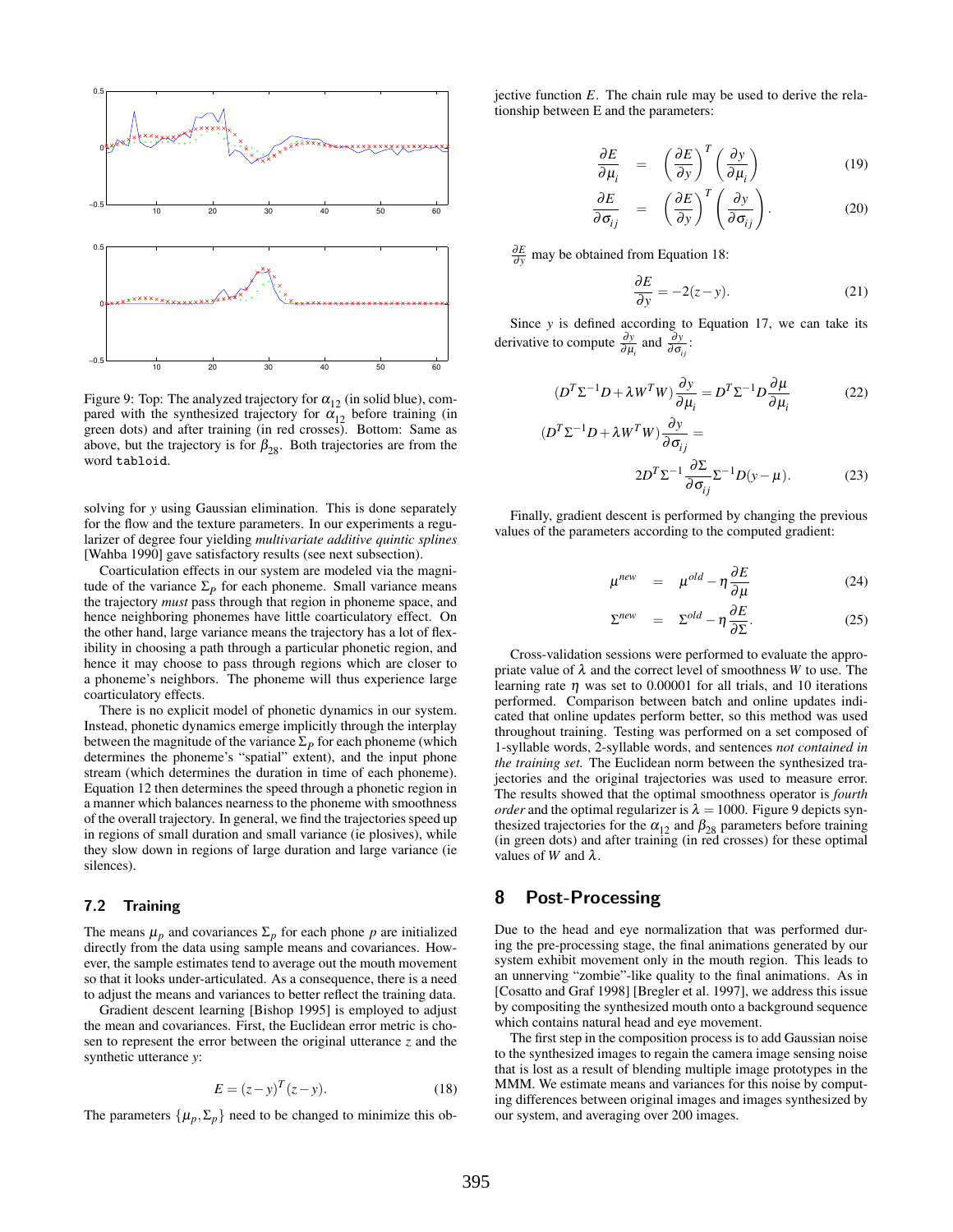Figure 9: Top: The analyzed trajectory for $\alpha_{12}$ (in solid blue), compared with the synthesized trajectory for $\alpha_{12}$ before training (in green dots) and after training (in red crosses). Bottom: Same as above, but the trajectory is for $\beta_{28}$. Both trajectories are from the word `tabloid`.

solving for $y$ using Gaussian elimination. This is done separately for the flow and the texture parameters. In our experiments a regularizer of degree four yielding *multivariate additive quintic splines* [Wahba 1990] gave satisfactory results (see next subsection).

Coarticulation effects in our system are modeled via the magnitude of the variance $\Sigma_P$ for each phoneme. Small variance means the trajectory *must* pass through that region in phoneme space, and hence neighboring phonemes have little coarticulatory effect. On the other hand, large variance means the trajectory has a lot of flexibility in choosing a path through a particular phonetic region, and hence it may choose to pass through regions which are closer to a phoneme's neighbors. The phoneme will thus experience large coarticulatory effects.

There is no explicit model of phonetic dynamics in our system. Instead, phonetic dynamics emerge implicitly through the interplay between the magnitude of the variance $\Sigma_P$ for each phoneme (which determines the phoneme's "spatial" extent), and the input phone stream (which determines the duration in time of each phoneme). Equation 12 then determines the speed through a phonetic region in a manner which balances nearness to the phoneme with smoothness of the overall trajectory. In general, we find the trajectories speed up in regions of small duration and small variance (ie plosives), while they slow down in regions of large duration and large variance (ie silences).

### 7.2 Training

The means $\mu_p$ and covariances $\Sigma_p$ for each phone $p$ are initialized directly from the data using sample means and covariances. However, the sample estimates tend to average out the mouth movement so that it looks under-articulated. As a consequence, there is a need to adjust the means and variances to better reflect the training data.

Gradient descent learning [Bishop 1995] is employed to adjust the mean and covariances. First, the Euclidean error metric is chosen to represent the error between the original utterance $z$ and the synthetic utterance $y$:

$$E = (z-y)^T(z-y). \tag{18}$$

The parameters $\{\mu_p, \Sigma_p\}$ need to be changed to minimize this objective function $E$. The chain rule may be used to derive the relationship between E and the parameters:

$$\frac{\partial E}{\partial \mu_i} = \left(\frac{\partial E}{\partial y}\right)^T \left(\frac{\partial y}{\partial \mu_i}\right) \tag{19}$$

$$\frac{\partial E}{\partial \sigma_{ij}} = \left(\frac{\partial E}{\partial y}\right)^T \left(\frac{\partial y}{\partial \sigma_{ij}}\right). \tag{20}$$

$\frac{\partial E}{\partial y}$ may be obtained from Equation 18:

$$\frac{\partial E}{\partial y} = -2(z-y). \tag{21}$$

Since $y$ is defined according to Equation 17, we can take its derivative to compute $\frac{\partial y}{\partial \mu_i}$ and $\frac{\partial y}{\partial \sigma_{ij}}$:

$$(D^T\Sigma^{-1}D + \lambda W^T W)\frac{\partial y}{\partial \mu_i} = D^T\Sigma^{-1}D\frac{\partial \mu}{\partial \mu_i} \tag{22}$$

$$(D^T\Sigma^{-1}D + \lambda W^T W)\frac{\partial y}{\partial \sigma_{ij}} = 2D^T\Sigma^{-1}\frac{\partial \Sigma}{\partial \sigma_{ij}}\Sigma^{-1}D(y-\mu). \tag{23}$$

Finally, gradient descent is performed by changing the previous values of the parameters according to the computed gradient:

$$\mu^{new} = \mu^{old} - \eta\frac{\partial E}{\partial \mu} \tag{24}$$

$$\Sigma^{new} = \Sigma^{old} - \eta\frac{\partial E}{\partial \Sigma}. \tag{25}$$

Cross-validation sessions were performed to evaluate the appropriate value of $\lambda$ and the correct level of smoothness $W$ to use. The learning rate $\eta$ was set to 0.00001 for all trials, and 10 iterations performed. Comparison between batch and online updates indicated that online updates perform better, so this method was used throughout training. Testing was performed on a set composed of 1-syllable words, 2-syllable words, and sentences *not contained in the training set.* The Euclidean norm between the synthesized trajectories and the original trajectories was used to measure error. The results showed that the optimal smoothness operator is *fourth order* and the optimal regularizer is $\lambda = 1000$. Figure 9 depicts synthesized trajectories for the $\alpha_{12}$ and $\beta_{28}$ parameters before training (in green dots) and after training (in red crosses) for these optimal values of $W$ and $\lambda$.

## 8 Post-Processing

Due to the head and eye normalization that was performed during the pre-processing stage, the final animations generated by our system exhibit movement only in the mouth region. This leads to an unnerving "zombie"-like quality to the final animations. As in [Cosatto and Graf 1998] [Bregler et al. 1997], we address this issue by compositing the synthesized mouth onto a background sequence which contains natural head and eye movement.

The first step in the composition process is to add Gaussian noise to the synthesized images to regain the camera image sensing noise that is lost as a result of blending multiple image prototypes in the MMM. We estimate means and variances for this noise by computing differences between original images and images synthesized by our system, and averaging over 200 images.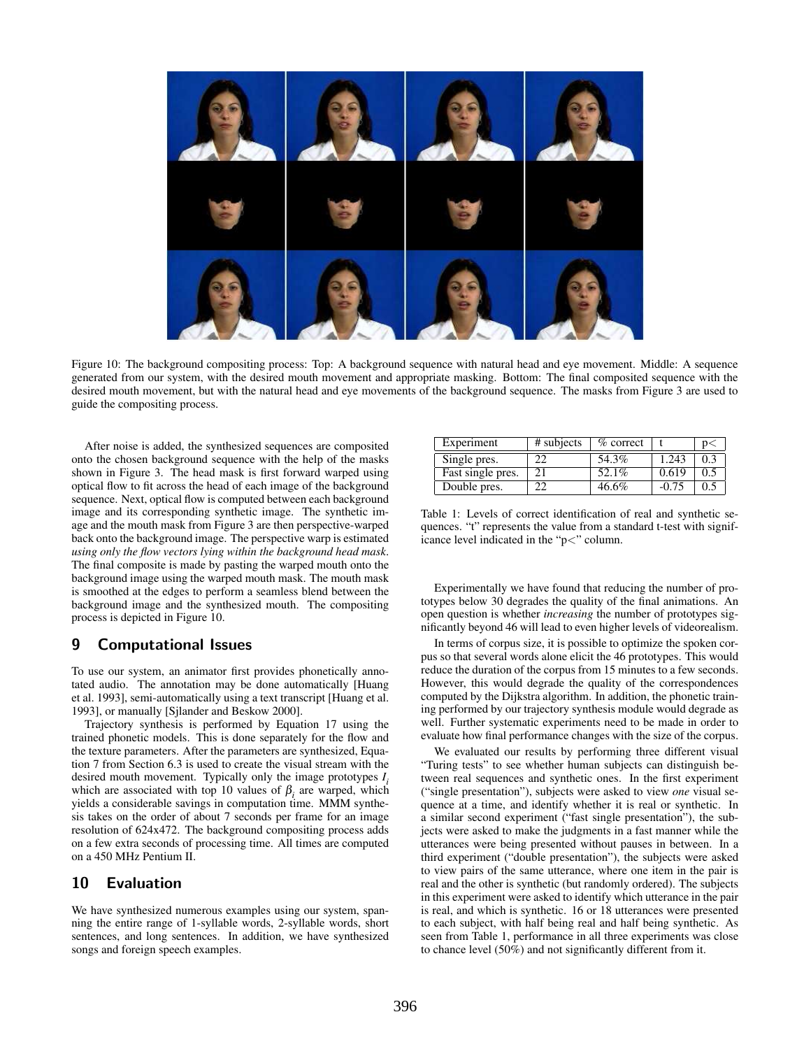Figure 10: The background compositing process: Top: A background sequence with natural head and eye movement. Middle: A sequence generated from our system, with the desired mouth movement and appropriate masking. Bottom: The final composited sequence with the desired mouth movement, but with the natural head and eye movements of the background sequence. The masks from Figure 3 are used to guide the compositing process.

After noise is added, the synthesized sequences are composited onto the chosen background sequence with the help of the masks shown in Figure 3. The head mask is first forward warped using optical flow to fit across the head of each image of the background sequence. Next, optical flow is computed between each background image and its corresponding synthetic image. The synthetic image and the mouth mask from Figure 3 are then perspective-warped back onto the background image. The perspective warp is estimated *using only the flow vectors lying within the background head mask*. The final composite is made by pasting the warped mouth onto the background image using the warped mouth mask. The mouth mask is smoothed at the edges to perform a seamless blend between the background image and the synthesized mouth. The compositing process is depicted in Figure 10.

## 9 Computational Issues

To use our system, an animator first provides phonetically annotated audio. The annotation may be done automatically [Huang et al. 1993], semi-automatically using a text transcript [Huang et al. 1993], or manually [Sjlander and Beskow 2000].

Trajectory synthesis is performed by Equation 17 using the trained phonetic models. This is done separately for the flow and the texture parameters. After the parameters are synthesized, Equation 7 from Section 6.3 is used to create the visual stream with the desired mouth movement. Typically only the image prototypes $I_i$ which are associated with top 10 values of $\beta_i$ are warped, which yields a considerable savings in computation time. MMM synthesis takes on the order of about 7 seconds per frame for an image resolution of 624x472. The background compositing process adds on a few extra seconds of processing time. All times are computed on a 450 MHz Pentium II.

## 10 Evaluation

We have synthesized numerous examples using our system, spanning the entire range of 1-syllable words, 2-syllable words, short sentences, and long sentences. In addition, we have synthesized songs and foreign speech examples.

| Experiment | # subjects | % correct | t | p< |
|---|---|---|---|---|
| Single pres. | 22 | 54.3% | 1.243 | 0.3 |
| Fast single pres. | 21 | 52.1% | 0.619 | 0.5 |
| Double pres. | 22 | 46.6% | -0.75 | 0.5 |

Table 1: Levels of correct identification of real and synthetic sequences. "t" represents the value from a standard t-test with significance level indicated in the "p<" column.

Experimentally we have found that reducing the number of prototypes below 30 degrades the quality of the final animations. An open question is whether *increasing* the number of prototypes significantly beyond 46 will lead to even higher levels of videorealism.

In terms of corpus size, it is possible to optimize the spoken corpus so that several words alone elicit the 46 prototypes. This would reduce the duration of the corpus from 15 minutes to a few seconds. However, this would degrade the quality of the correspondences computed by the Dijkstra algorithm. In addition, the phonetic training performed by our trajectory synthesis module would degrade as well. Further systematic experiments need to be made in order to evaluate how final performance changes with the size of the corpus.

We evaluated our results by performing three different visual "Turing tests" to see whether human subjects can distinguish between real sequences and synthetic ones. In the first experiment ("single presentation"), subjects were asked to view *one* visual sequence at a time, and identify whether it is real or synthetic. In a similar second experiment ("fast single presentation"), the subjects were asked to make the judgments in a fast manner while the utterances were being presented without pauses in between. In a third experiment ("double presentation"), the subjects were asked to view pairs of the same utterance, where one item in the pair is real and the other is synthetic (but randomly ordered). The subjects in this experiment were asked to identify which utterance in the pair is real, and which is synthetic. 16 or 18 utterances were presented to each subject, with half being real and half being synthetic. As seen from Table 1, performance in all three experiments was close to chance level (50%) and not significantly different from it.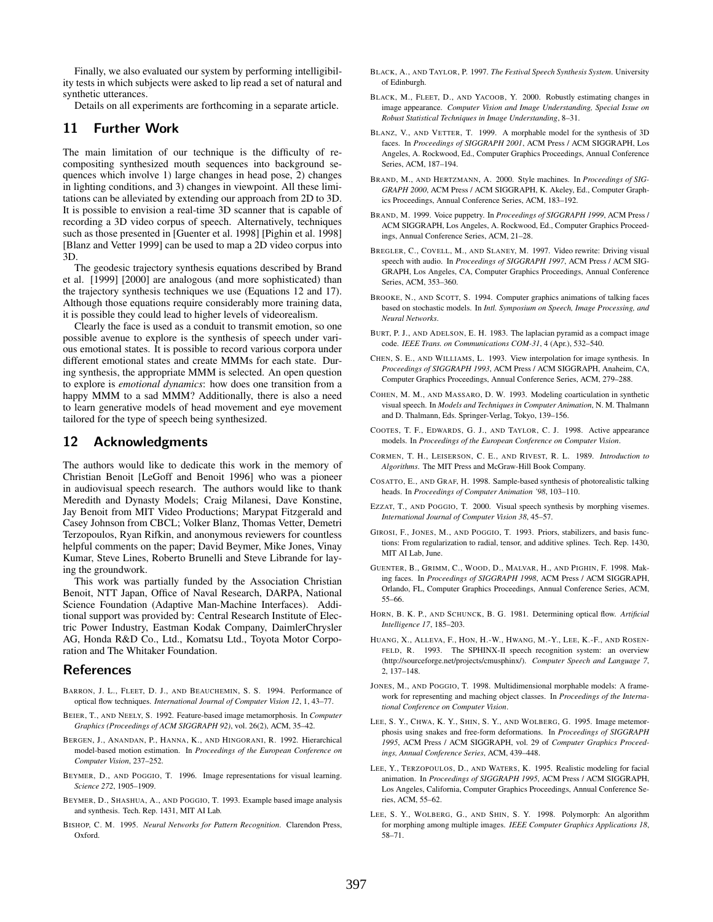Finally, we also evaluated our system by performing intelligibility tests in which subjects were asked to lip read a set of natural and synthetic utterances.

Details on all experiments are forthcoming in a separate article.

## 11 Further Work

The main limitation of our technique is the difficulty of recompositing synthesized mouth sequences into background sequences which involve 1) large changes in head pose, 2) changes in lighting conditions, and 3) changes in viewpoint. All these limitations can be alleviated by extending our approach from 2D to 3D. It is possible to envision a real-time 3D scanner that is capable of recording a 3D video corpus of speech. Alternatively, techniques such as those presented in [Guenter et al. 1998] [Pighin et al. 1998] [Blanz and Vetter 1999] can be used to map a 2D video corpus into 3D.

The geodesic trajectory synthesis equations described by Brand et al. [1999] [2000] are analogous (and more sophisticated) than the trajectory synthesis techniques we use (Equations 12 and 17). Although those equations require considerably more training data, it is possible they could lead to higher levels of videorealism.

Clearly the face is used as a conduit to transmit emotion, so one possible avenue to explore is the synthesis of speech under various emotional states. It is possible to record various corpora under different emotional states and create MMMs for each state. During synthesis, the appropriate MMM is selected. An open question to explore is *emotional dynamics*: how does one transition from a happy MMM to a sad MMM? Additionally, there is also a need to learn generative models of head movement and eye movement tailored for the type of speech being synthesized.

## 12 Acknowledgments

The authors would like to dedicate this work in the memory of Christian Benoit [LeGoff and Benoit 1996] who was a pioneer in audiovisual speech research. The authors would like to thank Meredith and Dynasty Models; Craig Milanesi, Dave Konstine, Jay Benoit from MIT Video Productions; Marypat Fitzgerald and Casey Johnson from CBCL; Volker Blanz, Thomas Vetter, Demetri Terzopoulos, Ryan Rifkin, and anonymous reviewers for countless helpful comments on the paper; David Beymer, Mike Jones, Vinay Kumar, Steve Lines, Roberto Brunelli and Steve Librande for laying the groundwork.

This work was partially funded by the Association Christian Benoit, NTT Japan, Office of Naval Research, DARPA, National Science Foundation (Adaptive Man-Machine Interfaces). Additional support was provided by: Central Research Institute of Electric Power Industry, Eastman Kodak Company, DaimlerChrysler AG, Honda R&D Co., Ltd., Komatsu Ltd., Toyota Motor Corporation and The Whitaker Foundation.

## References

BARRON, J. L., FLEET, D. J., AND BEAUCHEMIN, S. S. 1994. Performance of optical flow techniques. *International Journal of Computer Vision 12*, 1, 43–77.

BEIER, T., AND NEELY, S. 1992. Feature-based image metamorphosis. In *Computer Graphics (Proceedings of ACM SIGGRAPH 92)*, vol. 26(2), ACM, 35–42.

BERGEN, J., ANANDAN, P., HANNA, K., AND HINGORANI, R. 1992. Hierarchical model-based motion estimation. In *Proceedings of the European Conference on Computer Vision*, 237–252.

BEYMER, D., AND POGGIO, T. 1996. Image representations for visual learning. *Science 272*, 1905–1909.

BEYMER, D., SHASHUA, A., AND POGGIO, T. 1993. Example based image analysis and synthesis. Tech. Rep. 1431, MIT AI Lab.

BISHOP, C. M. 1995. *Neural Networks for Pattern Recognition*. Clarendon Press, Oxford.

BLACK, A., AND TAYLOR, P. 1997. *The Festival Speech Synthesis System*. University of Edinburgh.

BLACK, M., FLEET, D., AND YACOOB, Y. 2000. Robustly estimating changes in image appearance. *Computer Vision and Image Understanding, Special Issue on Robust Statistical Techniques in Image Understanding*, 8–31.

BLANZ, V., AND VETTER, T. 1999. A morphable model for the synthesis of 3D faces. In *Proceedings of SIGGRAPH 2001*, ACM Press / ACM SIGGRAPH, Los Angeles, A. Rockwood, Ed., Computer Graphics Proceedings, Annual Conference Series, ACM, 187–194.

BRAND, M., AND HERTZMANN, A. 2000. Style machines. In *Proceedings of SIGGRAPH 2000*, ACM Press / ACM SIGGRAPH, K. Akeley, Ed., Computer Graphics Proceedings, Annual Conference Series, ACM, 183–192.

BRAND, M. 1999. Voice puppetry. In *Proceedings of SIGGRAPH 1999*, ACM Press / ACM SIGGRAPH, Los Angeles, A. Rockwood, Ed., Computer Graphics Proceedings, Annual Conference Series, ACM, 21–28.

BREGLER, C., COVELL, M., AND SLANEY, M. 1997. Video rewrite: Driving visual speech with audio. In *Proceedings of SIGGRAPH 1997*, ACM Press / ACM SIGGRAPH, Los Angeles, CA, Computer Graphics Proceedings, Annual Conference Series, ACM, 353–360.

BROOKE, N., AND SCOTT, S. 1994. Computer graphics animations of talking faces based on stochastic models. In *Intl. Symposium on Speech, Image Processing, and Neural Networks*.

BURT, P. J., AND ADELSON, E. H. 1983. The laplacian pyramid as a compact image code. *IEEE Trans. on Communications COM-31*, 4 (Apr.), 532–540.

CHEN, S. E., AND WILLIAMS, L. 1993. View interpolation for image synthesis. In *Proceedings of SIGGRAPH 1993*, ACM Press / ACM SIGGRAPH, Anaheim, CA, Computer Graphics Proceedings, Annual Conference Series, ACM, 279–288.

COHEN, M. M., AND MASSARO, D. W. 1993. Modeling coarticulation in synthetic visual speech. In *Models and Techniques in Computer Animation*, N. M. Thalmann and D. Thalmann, Eds. Springer-Verlag, Tokyo, 139–156.

COOTES, T. F., EDWARDS, G. J., AND TAYLOR, C. J. 1998. Active appearance models. In *Proceedings of the European Conference on Computer Vision*.

CORMEN, T. H., LEISERSON, C. E., AND RIVEST, R. L. 1989. *Introduction to Algorithms*. The MIT Press and McGraw-Hill Book Company.

COSATTO, E., AND GRAF, H. 1998. Sample-based synthesis of photorealistic talking heads. In *Proceedings of Computer Animation '98*, 103–110.

EZZAT, T., AND POGGIO, T. 2000. Visual speech synthesis by morphing visemes. *International Journal of Computer Vision 38*, 45–57.

GIROSI, F., JONES, M., AND POGGIO, T. 1993. Priors, stabilizers, and basis functions: From regularization to radial, tensor, and additive splines. Tech. Rep. 1430, MIT AI Lab, June.

GUENTER, B., GRIMM, C., WOOD, D., MALVAR, H., AND PIGHIN, F. 1998. Making faces. In *Proceedings of SIGGRAPH 1998*, ACM Press / ACM SIGGRAPH, Orlando, FL, Computer Graphics Proceedings, Annual Conference Series, ACM, 55–66.

HORN, B. K. P., AND SCHUNCK, B. G. 1981. Determining optical flow. *Artificial Intelligence 17*, 185–203.

HUANG, X., ALLEVA, F., HON, H.-W., HWANG, M.-Y., LEE, K.-F., AND ROSENFELD, R. 1993. The SPHINX-II speech recognition system: an overview (http://sourceforge.net/projects/cmusphinx/). *Computer Speech and Language 7*, 2, 137–148.

JONES, M., AND POGGIO, T. 1998. Multidimensional morphable models: A framework for representing and maching object classes. In *Proceedings of the International Conference on Computer Vision*.

LEE, S. Y., CHWA, K. Y., SHIN, S. Y., AND WOLBERG, G. 1995. Image metemorphosis using snakes and free-form deformations. In *Proceedings of SIGGRAPH 1995*, ACM Press / ACM SIGGRAPH, vol. 29 of *Computer Graphics Proceedings, Annual Conference Series*, ACM, 439–448.

LEE, Y., TERZOPOULOS, D., AND WATERS, K. 1995. Realistic modeling for facial animation. In *Proceedings of SIGGRAPH 1995*, ACM Press / ACM SIGGRAPH, Los Angeles, California, Computer Graphics Proceedings, Annual Conference Series, ACM, 55–62.

LEE, S. Y., WOLBERG, G., AND SHIN, S. Y. 1998. Polymorph: An algorithm for morphing among multiple images. *IEEE Computer Graphics Applications 18*, 58–71.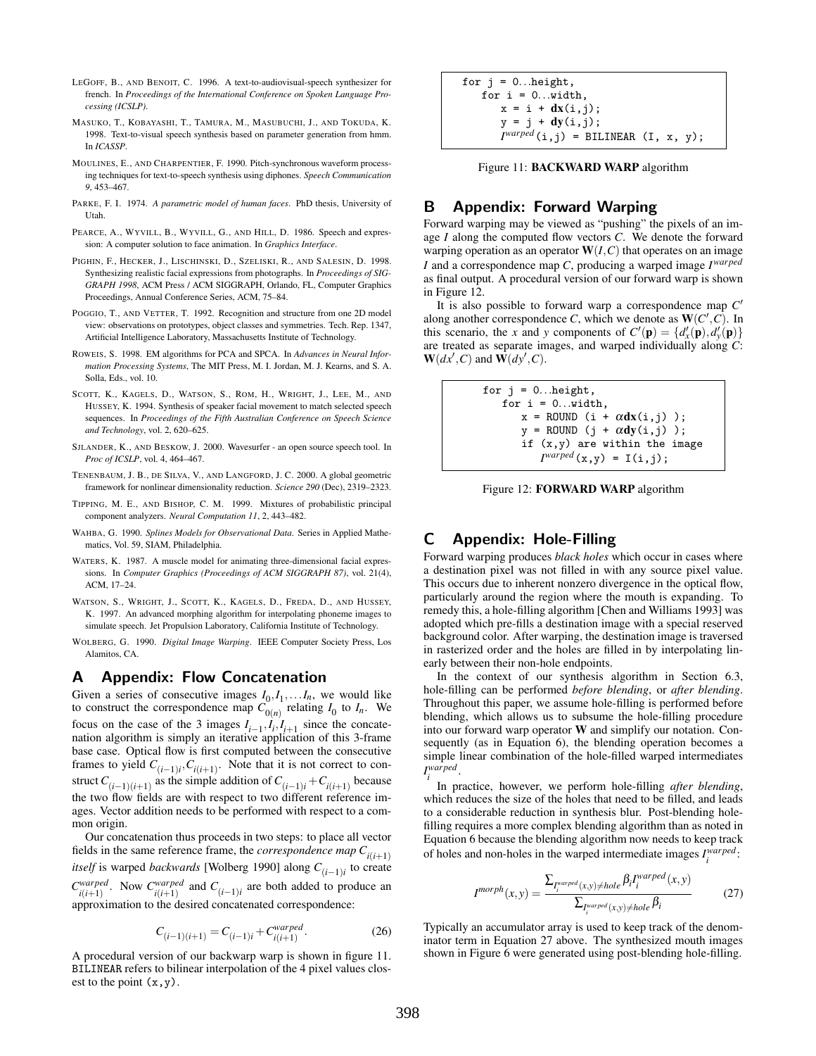LeGoff, B., and Benoit, C. 1996. A text-to-audiovisual-speech synthesizer for french. In *Proceedings of the International Conference on Spoken Language Processing (ICSLP)*.

Masuko, T., Kobayashi, T., Tamura, M., Masubuchi, J., and Tokuda, K. 1998. Text-to-visual speech synthesis based on parameter generation from hmm. In *ICASSP*.

Moulines, E., and Charpentier, F. 1990. Pitch-synchronous waveform processing techniques for text-to-speech synthesis using diphones. *Speech Communication 9*, 453–467.

Parke, F. I. 1974. *A parametric model of human faces*. PhD thesis, University of Utah.

Pearce, A., Wyvill, B., Wyvill, G., and Hill, D. 1986. Speech and expression: A computer solution to face animation. In *Graphics Interface*.

Pighin, F., Hecker, J., Lischinski, D., Szeliski, R., and Salesin, D. 1998. Synthesizing realistic facial expressions from photographs. In *Proceedings of SIGGRAPH 1998*, ACM Press / ACM SIGGRAPH, Orlando, FL, Computer Graphics Proceedings, Annual Conference Series, ACM, 75–84.

Poggio, T., and Vetter, T. 1992. Recognition and structure from one 2D model view: observations on prototypes, object classes and symmetries. Tech. Rep. 1347, Artificial Intelligence Laboratory, Massachusetts Institute of Technology.

Roweis, S. 1998. EM algorithms for PCA and SPCA. In *Advances in Neural Information Processing Systems*, The MIT Press, M. I. Jordan, M. J. Kearns, and S. A. Solla, Eds., vol. 10.

Scott, K., Kagels, D., Watson, S., Rom, H., Wright, J., Lee, M., and Hussey, K. 1994. Synthesis of speaker facial movement to match selected speech sequences. In *Proceedings of the Fifth Australian Conference on Speech Science and Technology*, vol. 2, 620–625.

Sjlander, K., and Beskow, J. 2000. Wavesurfer - an open source speech tool. In *Proc of ICSLP*, vol. 4, 464–467.

Tenenbaum, J. B., de Silva, V., and Langford, J. C. 2000. A global geometric framework for nonlinear dimensionality reduction. *Science 290* (Dec), 2319–2323.

Tipping, M. E., and Bishop, C. M. 1999. Mixtures of probabilistic principal component analyzers. *Neural Computation 11*, 2, 443–482.

Wahba, G. 1990. *Splines Models for Observational Data*. Series in Applied Mathematics, Vol. 59, SIAM, Philadelphia.

Waters, K. 1987. A muscle model for animating three-dimensional facial expressions. In *Computer Graphics (Proceedings of ACM SIGGRAPH 87)*, vol. 21(4), ACM, 17–24.

Watson, S., Wright, J., Scott, K., Kagels, D., Freda, D., and Hussey, K. 1997. An advanced morphing algorithm for interpolating phoneme images to simulate speech. Jet Propulsion Laboratory, California Institute of Technology.

Wolberg, G. 1990. *Digital Image Warping*. IEEE Computer Society Press, Los Alamitos, CA.

## A Appendix: Flow Concatenation

Given a series of consecutive images $I_0, I_1, \ldots I_n$, we would like to construct the correspondence map $C_{0(n)}$ relating $I_0$ to $I_n$. We focus on the case of the 3 images $I_{i-1}, I_i, I_{i+1}$ since the concatenation algorithm is simply an iterative application of this 3-frame base case. Optical flow is first computed between the consecutive frames to yield $C_{(i-1)i}, C_{i(i+1)}$. Note that it is not correct to construct $C_{(i-1)(i+1)}$ as the simple addition of $C_{(i-1)i} + C_{i(i+1)}$ because the two flow fields are with respect to two different reference images. Vector addition needs to be performed with respect to a common origin.

Our concatenation thus proceeds in two steps: to place all vector fields in the same reference frame, the *correspondence map $C_{i(i+1)}$ itself* is warped *backwards* [Wolberg 1990] along $C_{(i-1)i}$ to create $C^{warped}_{i(i+1)}$. Now $C^{warped}_{i(i+1)}$ and $C_{(i-1)i}$ are both added to produce an approximation to the desired concatenated correspondence:

$$C_{(i-1)(i+1)} = C_{(i-1)i} + C^{warped}_{i(i+1)}. \tag{26}$$

A procedural version of our backwarp warp is shown in figure 11. BILINEAR refers to bilinear interpolation of the 4 pixel values closest to the point (x,y).

```
for j = 0...height,
   for i = 0...width,
      x = i + dx(i,j);
      y = j + dy(i,j);
      I^warped(i,j) = BILINEAR (I, x, y);
```

Figure 11: **BACKWARD WARP** algorithm

## B Appendix: Forward Warping

Forward warping may be viewed as "pushing" the pixels of an image $I$ along the computed flow vectors $C$. We denote the forward warping operation as an operator $\mathbf{W}(I,C)$ that operates on an image $I$ and a correspondence map $C$, producing a warped image $I^{warped}$ as final output. A procedural version of our forward warp is shown in Figure 12.

It is also possible to forward warp a correspondence map $C'$ along another correspondence $C$, which we denote as $\mathbf{W}(C',C)$. In this scenario, the $x$ and $y$ components of $C'(\mathbf{p}) = \{d'_x(\mathbf{p}), d'_y(\mathbf{p})\}$ are treated as separate images, and warped individually along $C$: $\mathbf{W}(dx',C)$ and $\mathbf{W}(dy',C)$.

```
for j = 0...height,
   for i = 0...width,
      x = ROUND (i + αdx(i,j) );
      y = ROUND (j + αdy(i,j) );
      if (x,y) are within the image
         I^warped(x,y) = I(i,j);
```

Figure 12: **FORWARD WARP** algorithm

## C Appendix: Hole-Filling

Forward warping produces *black holes* which occur in cases where a destination pixel was not filled in with any source pixel value. This occurs due to inherent nonzero divergence in the optical flow, particularly around the region where the mouth is expanding. To remedy this, a hole-filling algorithm [Chen and Williams 1993] was adopted which pre-fills a destination image with a special reserved background color. After warping, the destination image is traversed in rasterized order and the holes are filled in by interpolating linearly between their non-hole endpoints.

In the context of our synthesis algorithm in Section 6.3, hole-filling can be performed *before blending*, or *after blending*. Throughout this paper, we assume hole-filling is performed before blending, which allows us to subsume the hole-filling procedure into our forward warp operator $\mathbf{W}$ and simplify our notation. Consequently (as in Equation 6), the blending operation becomes a simple linear combination of the hole-filled warped intermediates $I_i^{warped}$.

In practice, however, we perform hole-filling *after blending*, which reduces the size of the holes that need to be filled, and leads to a considerable reduction in synthesis blur. Post-blending hole-filling requires a more complex blending algorithm than as noted in Equation 6 because the blending algorithm now needs to keep track of holes and non-holes in the warped intermediate images $I_i^{warped}$:

$$I^{morph}(x,y) = \frac{\sum_{I_i^{warped}(x,y) \neq hole} \beta_i I_i^{warped}(x,y)}{\sum_{I_i^{warped}(x,y) \neq hole} \beta_i} \tag{27}$$

Typically an accumulator array is used to keep track of the denominator term in Equation 27 above. The synthesized mouth images shown in Figure 6 were generated using post-blending hole-filling.